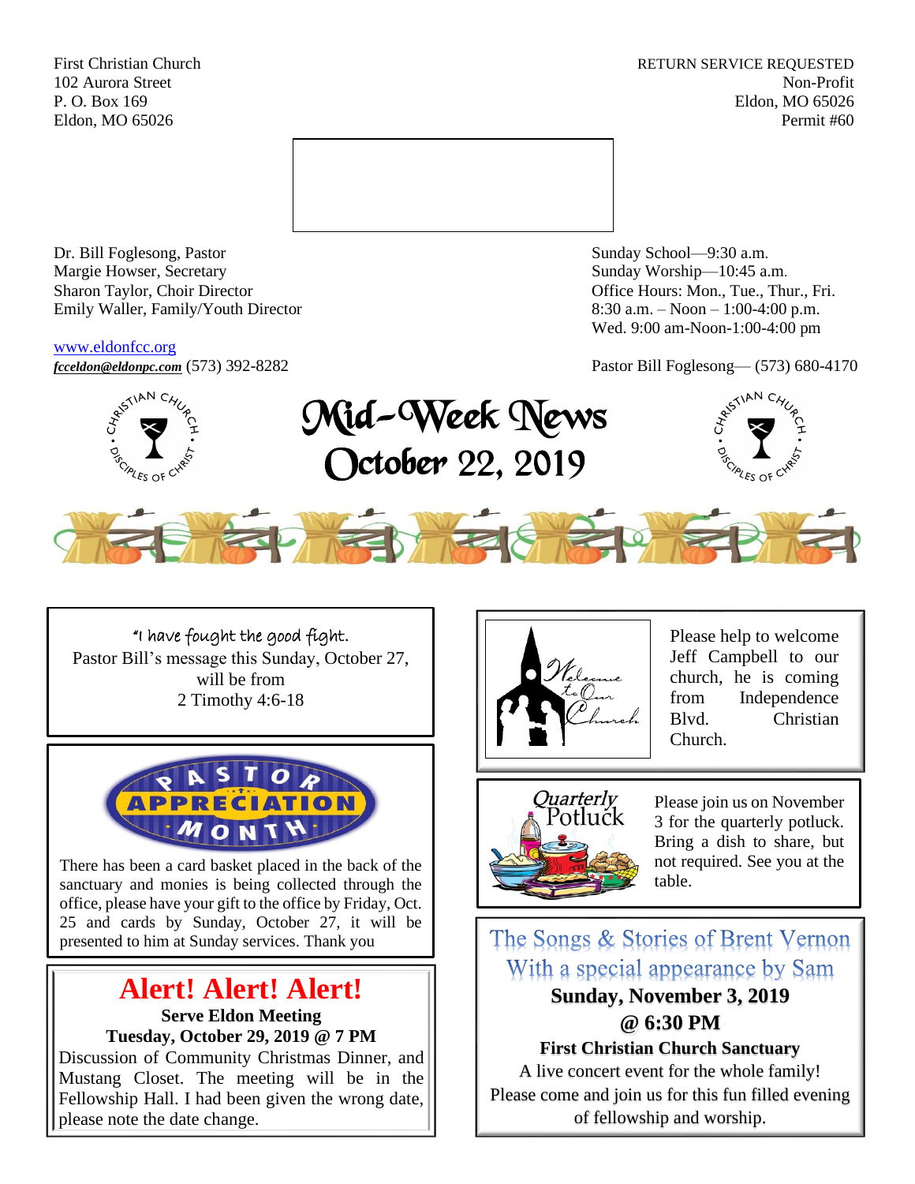First Christian Church
102 Aurora Street
P. O. Box 169
Eldon, MO 65026

RETURN SERVICE REQUESTED
Non-Profit
Eldon, MO 65026
Permit #60

Dr. Bill Foglesong, Pastor
Margie Howser, Secretary
Sharon Taylor, Choir Director
Emily Waller, Family/Youth Director

www.eldonfcc.org
***fcceldon@eldonpc.com*** (573) 392-8282

Sunday School—9:30 a.m.
Sunday Worship—10:45 a.m.
Office Hours: Mon., Tue., Thur., Fri.
8:30 a.m. – Noon – 1:00-4:00 p.m.
Wed. 9:00 am-Noon-1:00-4:00 pm

Pastor Bill Foglesong— (573) 680-4170

# Mid-Week News
# October 22, 2019

"I have fought the good fight.
Pastor Bill's message this Sunday, October 27, will be from
2 Timothy 4:6-18

**PASTOR APPRECIATION MONTH**

There has been a card basket placed in the back of the sanctuary and monies is being collected through the office, please have your gift to the office by Friday, Oct. 25 and cards by Sunday, October 27, it will be presented to him at Sunday services. Thank you

## Alert! Alert! Alert!

**Serve Eldon Meeting**
**Tuesday, October 29, 2019 @ 7 PM**
Discussion of Community Christmas Dinner, and Mustang Closet. The meeting will be in the Fellowship Hall. I had been given the wrong date, please note the date change.

Welcome to Our Church

Please help to welcome Jeff Campbell to our church, he is coming from Independence Blvd. Christian Church.

**Quarterly Potluck**

Please join us on November 3 for the quarterly potluck. Bring a dish to share, but not required. See you at the table.

## The Songs & Stories of Brent Vernon
## With a special appearance by Sam

**Sunday, November 3, 2019**
**@ 6:30 PM**
**First Christian Church Sanctuary**
A live concert event for the whole family!
Please come and join us for this fun filled evening of fellowship and worship.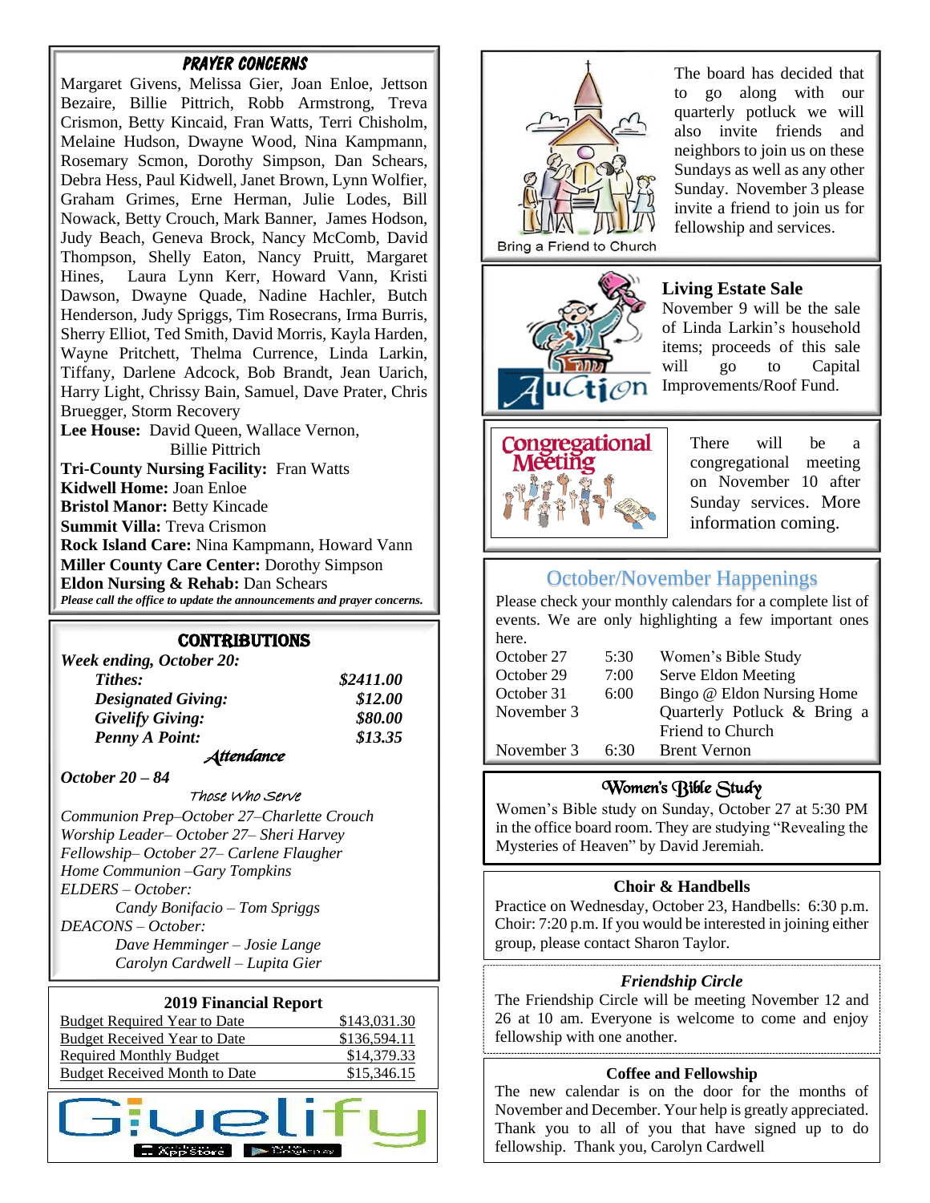## PRAYER CONCERNS

Margaret Givens, Melissa Gier, Joan Enloe, Jettson Bezaire, Billie Pittrich, Robb Armstrong, Treva Crismon, Betty Kincaid, Fran Watts, Terri Chisholm, Melaine Hudson, Dwayne Wood, Nina Kampmann, Rosemary Scmon, Dorothy Simpson, Dan Schears, Debra Hess, Paul Kidwell, Janet Brown, Lynn Wolfier, Graham Grimes, Erne Herman, Julie Lodes, Bill Nowack, Betty Crouch, Mark Banner, James Hodson, Judy Beach, Geneva Brock, Nancy McComb, David Thompson, Shelly Eaton, Nancy Pruitt, Margaret Hines, Laura Lynn Kerr, Howard Vann, Kristi Dawson, Dwayne Quade, Nadine Hachler, Butch Henderson, Judy Spriggs, Tim Rosecrans, Irma Burris, Sherry Elliot, Ted Smith, David Morris, Kayla Harden, Wayne Pritchett, Thelma Currence, Linda Larkin, Tiffany, Darlene Adcock, Bob Brandt, Jean Uarich, Harry Light, Chrissy Bain, Samuel, Dave Prater, Chris Bruegger, Storm Recovery

**Lee House:** David Queen, Wallace Vernon, Billie Pittrich
**Tri-County Nursing Facility:** Fran Watts
**Kidwell Home:** Joan Enloe
**Bristol Manor:** Betty Kincade
**Summit Villa:** Treva Crismon
**Rock Island Care:** Nina Kampmann, Howard Vann
**Miller County Care Center:** Dorothy Simpson
**Eldon Nursing & Rehab:** Dan Schears

***Please call the office to update the announcements and prayer concerns.***

## CONTRIBUTIONS

***Week ending, October 20:***

| | |
|---|---|
| ***Tithes:*** | ***$2411.00*** |
| ***Designated Giving:*** | ***$12.00*** |
| ***Givelify Giving:*** | ***$80.00*** |
| ***Penny A Point:*** | ***$13.35*** |

### *Attendance*

***October 20 – 84***

*Those Who Serve*

*Communion Prep–October 27–Charlette Crouch*
*Worship Leader– October 27– Sheri Harvey*
*Fellowship– October 27– Carlene Flaugher*
*Home Communion –Gary Tompkins*
*ELDERS – October:*
*Candy Bonifacio – Tom Spriggs*
*DEACONS – October:*
*Dave Hemminger – Josie Lange*
*Carolyn Cardwell – Lupita Gier*

### 2019 Financial Report

| | |
|---|---|
| Budget Required Year to Date | $143,031.30 |
| Budget Received Year to Date | $136,594.11 |
| Required Monthly Budget | $14,379.33 |
| Budget Received Month to Date | $15,346.15 |

Givelify

Bring a Friend to Church

The board has decided that to go along with our quarterly potluck we will also invite friends and neighbors to join us on these Sundays as well as any other Sunday. November 3 please invite a friend to join us for fellowship and services.

Auction

**Living Estate Sale**
November 9 will be the sale of Linda Larkin's household items; proceeds of this sale will go to Capital Improvements/Roof Fund.

Congregational Meeting

There will be a congregational meeting on November 10 after Sunday services. More information coming.

## October/November Happenings

Please check your monthly calendars for a complete list of events. We are only highlighting a few important ones here.

| | | |
|---|---|---|
| October 27 | 5:30 | Women's Bible Study |
| October 29 | 7:00 | Serve Eldon Meeting |
| October 31 | 6:00 | Bingo @ Eldon Nursing Home |
| November 3 | | Quarterly Potluck & Bring a Friend to Church |
| November 3 | 6:30 | Brent Vernon |

### Women's Bible Study

Women's Bible study on Sunday, October 27 at 5:30 PM in the office board room. They are studying "Revealing the Mysteries of Heaven" by David Jeremiah.

### Choir & Handbells

Practice on Wednesday, October 23, Handbells: 6:30 p.m. Choir: 7:20 p.m. If you would be interested in joining either group, please contact Sharon Taylor.

### *Friendship Circle*

The Friendship Circle will be meeting November 12 and 26 at 10 am. Everyone is welcome to come and enjoy fellowship with one another.

### Coffee and Fellowship

The new calendar is on the door for the months of November and December. Your help is greatly appreciated. Thank you to all of you that have signed up to do fellowship. Thank you, Carolyn Cardwell